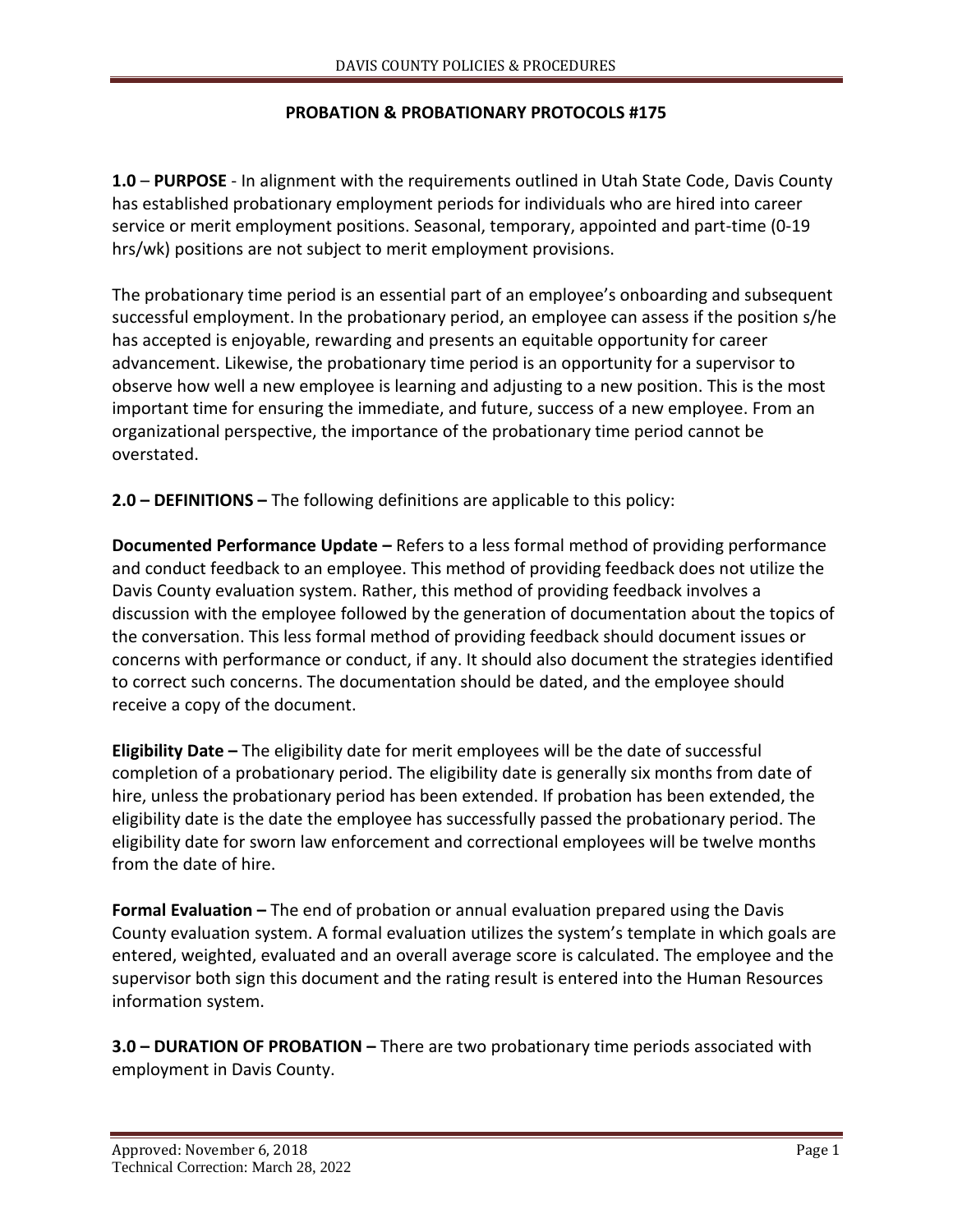## PROBATION & PROBATIONARY PROTOCOLS #175

**1.0** – **PURPOSE** - In alignment with the requirements outlined in Utah State Code, Davis County has established probationary employment periods for individuals who are hired into career service or merit employment positions. Seasonal, temporary, appointed and part-time (0-19 hrs/wk) positions are not subject to merit employment provisions.

The probationary time period is an essential part of an employee's onboarding and subsequent successful employment. In the probationary period, an employee can assess if the position s/he has accepted is enjoyable, rewarding and presents an equitable opportunity for career advancement. Likewise, the probationary time period is an opportunity for a supervisor to observe how well a new employee is learning and adjusting to a new position. This is the most important time for ensuring the immediate, and future, success of a new employee. From an organizational perspective, the importance of the probationary time period cannot be overstated.

**2.0 – DEFINITIONS –** The following definitions are applicable to this policy:

**Documented Performance Update –** Refers to a less formal method of providing performance and conduct feedback to an employee. This method of providing feedback does not utilize the Davis County evaluation system. Rather, this method of providing feedback involves a discussion with the employee followed by the generation of documentation about the topics of the conversation. This less formal method of providing feedback should document issues or concerns with performance or conduct, if any. It should also document the strategies identified to correct such concerns. The documentation should be dated, and the employee should receive a copy of the document.

**Eligibility Date –** The eligibility date for merit employees will be the date of successful completion of a probationary period. The eligibility date is generally six months from date of hire, unless the probationary period has been extended. If probation has been extended, the eligibility date is the date the employee has successfully passed the probationary period. The eligibility date for sworn law enforcement and correctional employees will be twelve months from the date of hire.

**Formal Evaluation –** The end of probation or annual evaluation prepared using the Davis County evaluation system. A formal evaluation utilizes the system's template in which goals are entered, weighted, evaluated and an overall average score is calculated. The employee and the supervisor both sign this document and the rating result is entered into the Human Resources information system.

**3.0 – DURATION OF PROBATION –** There are two probationary time periods associated with employment in Davis County.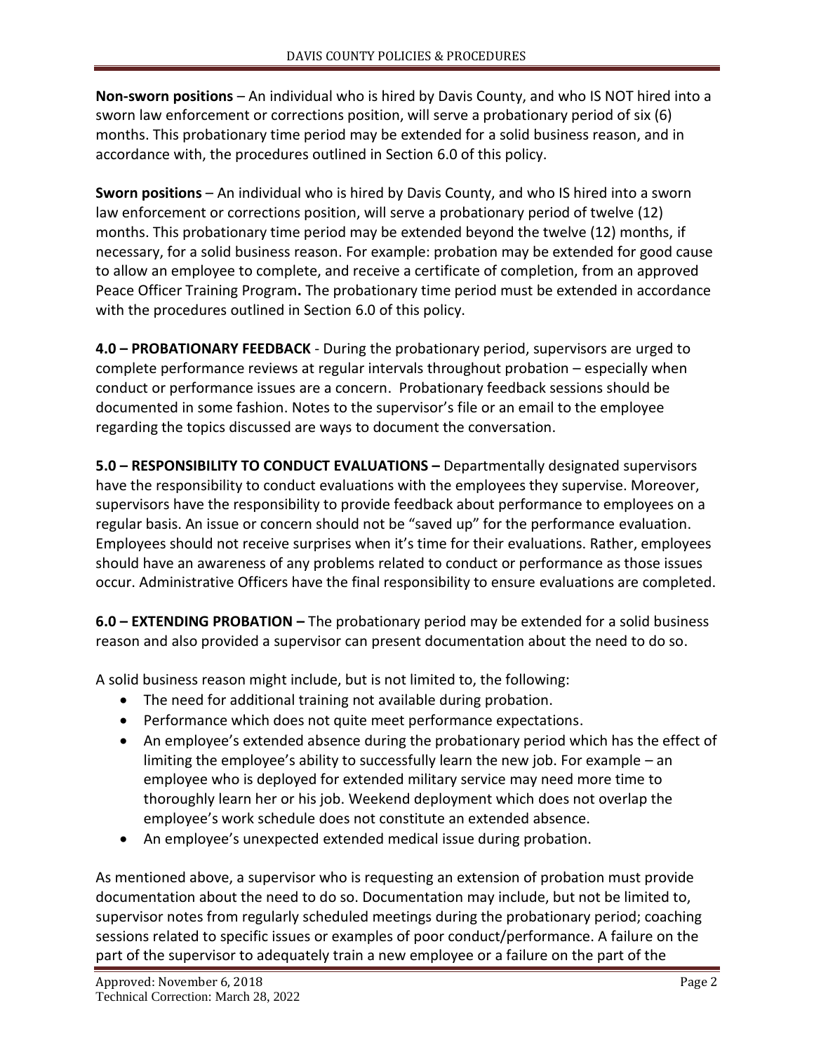**Non-sworn positions** – An individual who is hired by Davis County, and who IS NOT hired into a sworn law enforcement or corrections position, will serve a probationary period of six (6) months. This probationary time period may be extended for a solid business reason, and in accordance with, the procedures outlined in Section 6.0 of this policy.

**Sworn positions** – An individual who is hired by Davis County, and who IS hired into a sworn law enforcement or corrections position, will serve a probationary period of twelve (12) months. This probationary time period may be extended beyond the twelve (12) months, if necessary, for a solid business reason. For example: probation may be extended for good cause to allow an employee to complete, and receive a certificate of completion, from an approved Peace Officer Training Program**.** The probationary time period must be extended in accordance with the procedures outlined in Section 6.0 of this policy.

**4.0 – PROBATIONARY FEEDBACK** - During the probationary period, supervisors are urged to complete performance reviews at regular intervals throughout probation – especially when conduct or performance issues are a concern. Probationary feedback sessions should be documented in some fashion. Notes to the supervisor's file or an email to the employee regarding the topics discussed are ways to document the conversation.

**5.0 – RESPONSIBILITY TO CONDUCT EVALUATIONS –** Departmentally designated supervisors have the responsibility to conduct evaluations with the employees they supervise. Moreover, supervisors have the responsibility to provide feedback about performance to employees on a regular basis. An issue or concern should not be "saved up" for the performance evaluation. Employees should not receive surprises when it's time for their evaluations. Rather, employees should have an awareness of any problems related to conduct or performance as those issues occur. Administrative Officers have the final responsibility to ensure evaluations are completed.

**6.0 – EXTENDING PROBATION –** The probationary period may be extended for a solid business reason and also provided a supervisor can present documentation about the need to do so.

A solid business reason might include, but is not limited to, the following:

- The need for additional training not available during probation.
- Performance which does not quite meet performance expectations.
- An employee's extended absence during the probationary period which has the effect of limiting the employee's ability to successfully learn the new job. For example – an employee who is deployed for extended military service may need more time to thoroughly learn her or his job. Weekend deployment which does not overlap the employee's work schedule does not constitute an extended absence.
- An employee's unexpected extended medical issue during probation.

As mentioned above, a supervisor who is requesting an extension of probation must provide documentation about the need to do so. Documentation may include, but not be limited to, supervisor notes from regularly scheduled meetings during the probationary period; coaching sessions related to specific issues or examples of poor conduct/performance. A failure on the part of the supervisor to adequately train a new employee or a failure on the part of the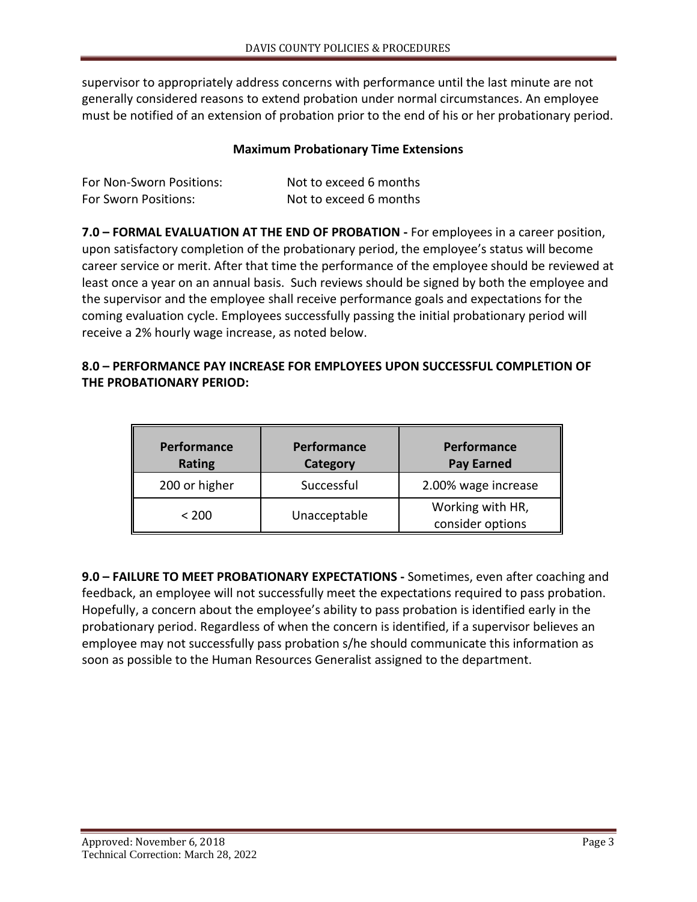supervisor to appropriately address concerns with performance until the last minute are not generally considered reasons to extend probation under normal circumstances. An employee must be notified of an extension of probation prior to the end of his or her probationary period.

**Maximum Probationary Time Extensions**

| | |
|---|---|
| For Non-Sworn Positions: | Not to exceed 6 months |
| For Sworn Positions: | Not to exceed 6 months |

**7.0 – FORMAL EVALUATION AT THE END OF PROBATION -** For employees in a career position, upon satisfactory completion of the probationary period, the employee's status will become career service or merit. After that time the performance of the employee should be reviewed at least once a year on an annual basis. Such reviews should be signed by both the employee and the supervisor and the employee shall receive performance goals and expectations for the coming evaluation cycle. Employees successfully passing the initial probationary period will receive a 2% hourly wage increase, as noted below.

**8.0 – PERFORMANCE PAY INCREASE FOR EMPLOYEES UPON SUCCESSFUL COMPLETION OF THE PROBATIONARY PERIOD:**

| Performance Rating | Performance Category | Performance Pay Earned |
|---|---|---|
| 200 or higher | Successful | 2.00% wage increase |
| < 200 | Unacceptable | Working with HR, consider options |

**9.0 – FAILURE TO MEET PROBATIONARY EXPECTATIONS -** Sometimes, even after coaching and feedback, an employee will not successfully meet the expectations required to pass probation. Hopefully, a concern about the employee's ability to pass probation is identified early in the probationary period. Regardless of when the concern is identified, if a supervisor believes an employee may not successfully pass probation s/he should communicate this information as soon as possible to the Human Resources Generalist assigned to the department.